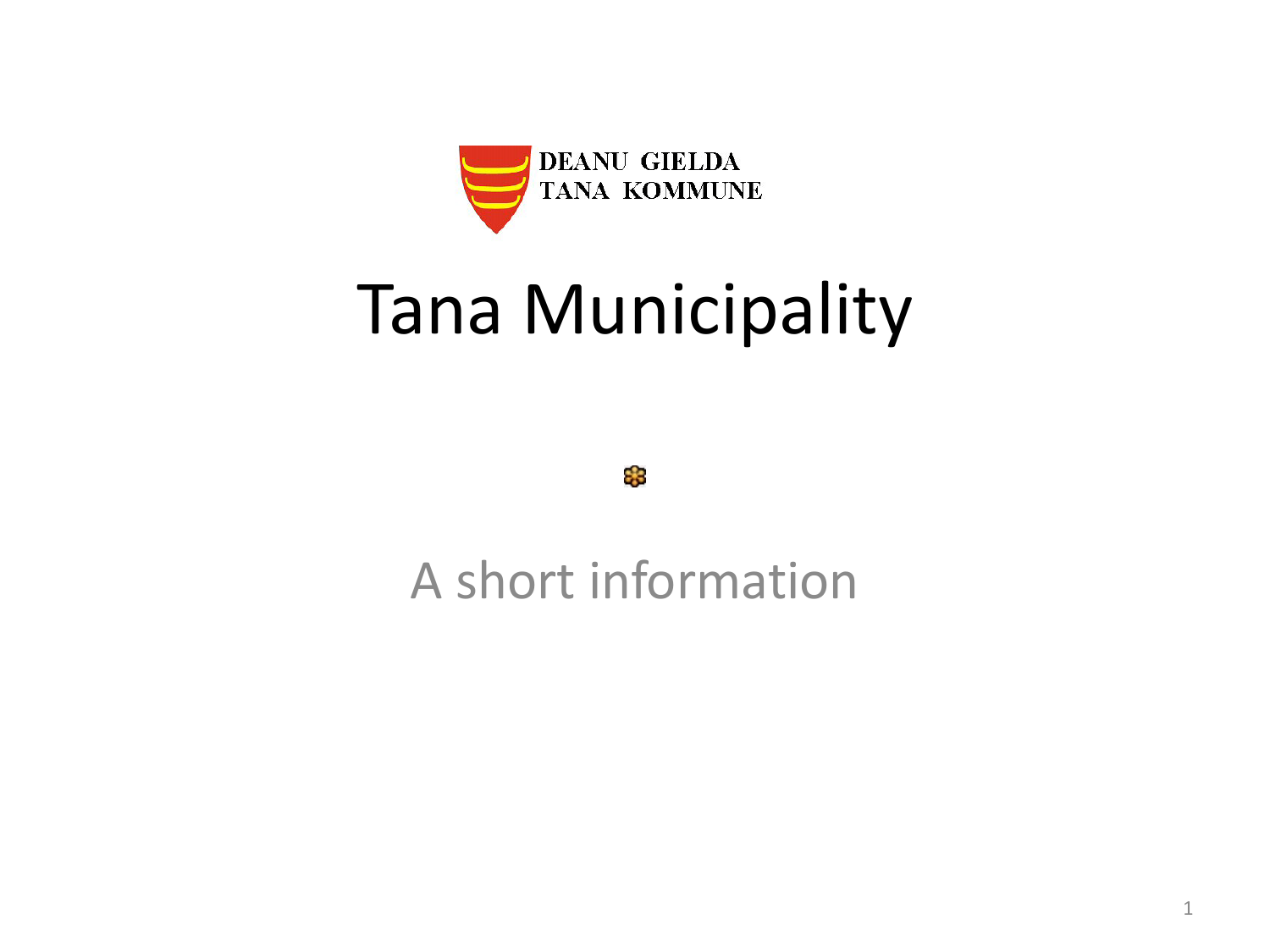DEANU GIELDA
TANA KOMMUNE

# Tana Municipality

A short information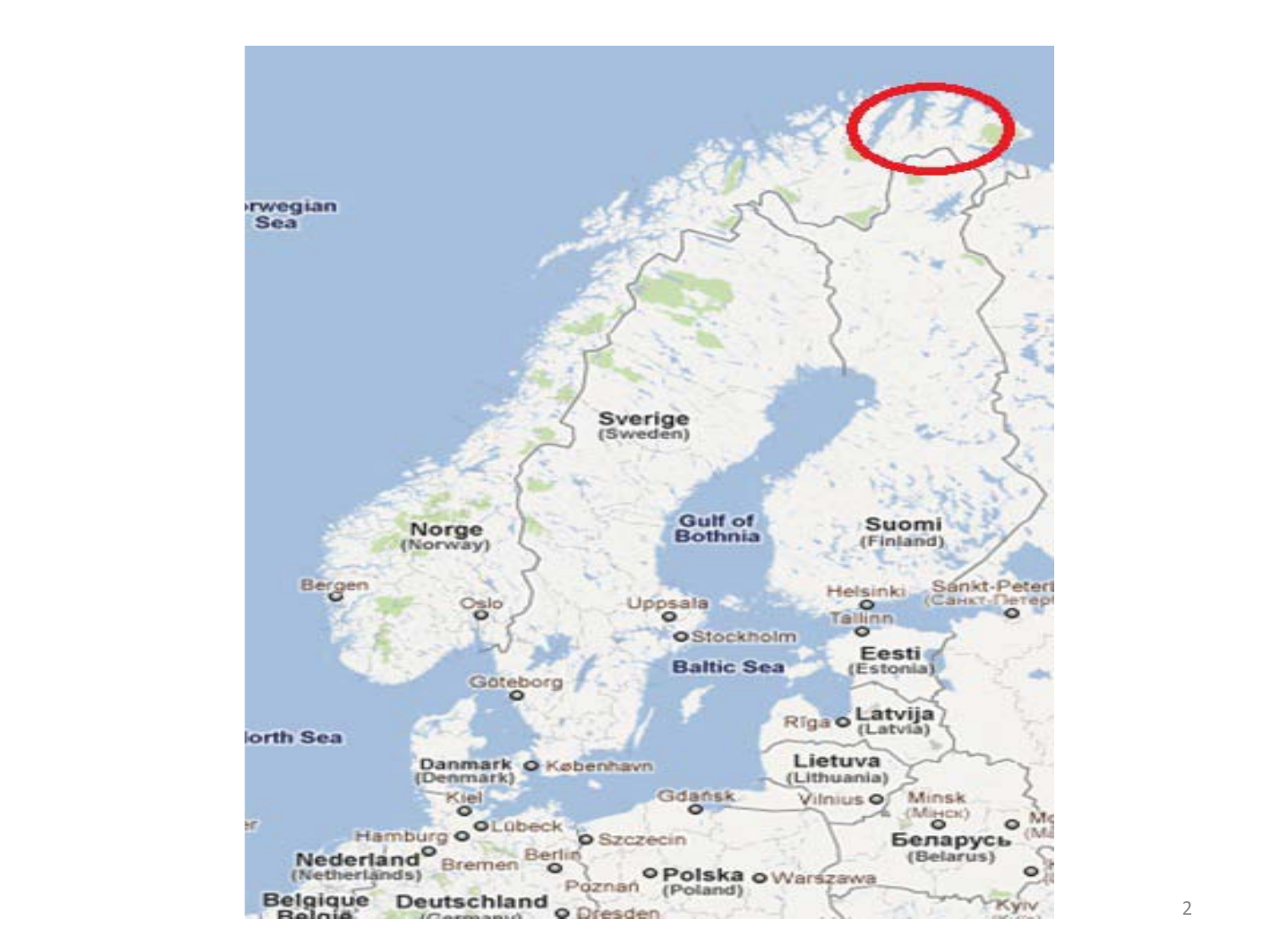rwegian Sea

Norge (Norway)

Sverige (Sweden)

Suomi (Finland)

Gulf of Bothnia

Baltic Sea

North Sea

Bergen

Oslo

Uppsala

Stockholm

Helsinki

Sankt-Peter (Санкт-Петер)

Tallinn

Eesti (Estonia)

Göteborg

Rīga

Latvija (Latvia)

Danmark (Denmark)

København

Lietuva (Lithuania)

Vilnius

Minsk (Минск)

Kiel

Gdańsk

Hamburg

Lübeck

Szczecin

Беларусь (Belarus)

Nederland (Netherlands)

Bremen

Berlin

Poznań

Polska (Poland)

Warszawa

Belgique België

Deutschland (Germany)

Dresden

Kyiv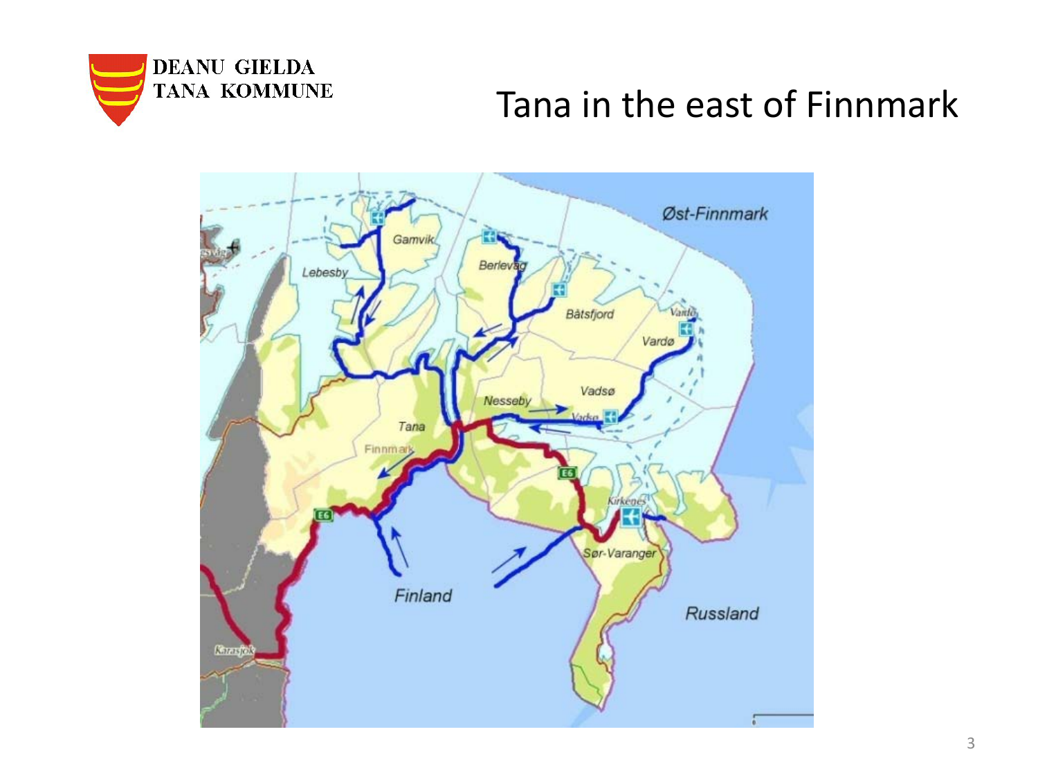DEANU GIELDA
TANA KOMMUNE

# Tana in the east of Finnmark

Øst-Finnmark

Gamvik

Lebesby

Berlevåg

Båtsfjord

Vardø

Vadsø

Nesseby

Tana

Finnmark

Kirkenes

Sør-Varanger

Finland

Russland

Karasjok

E6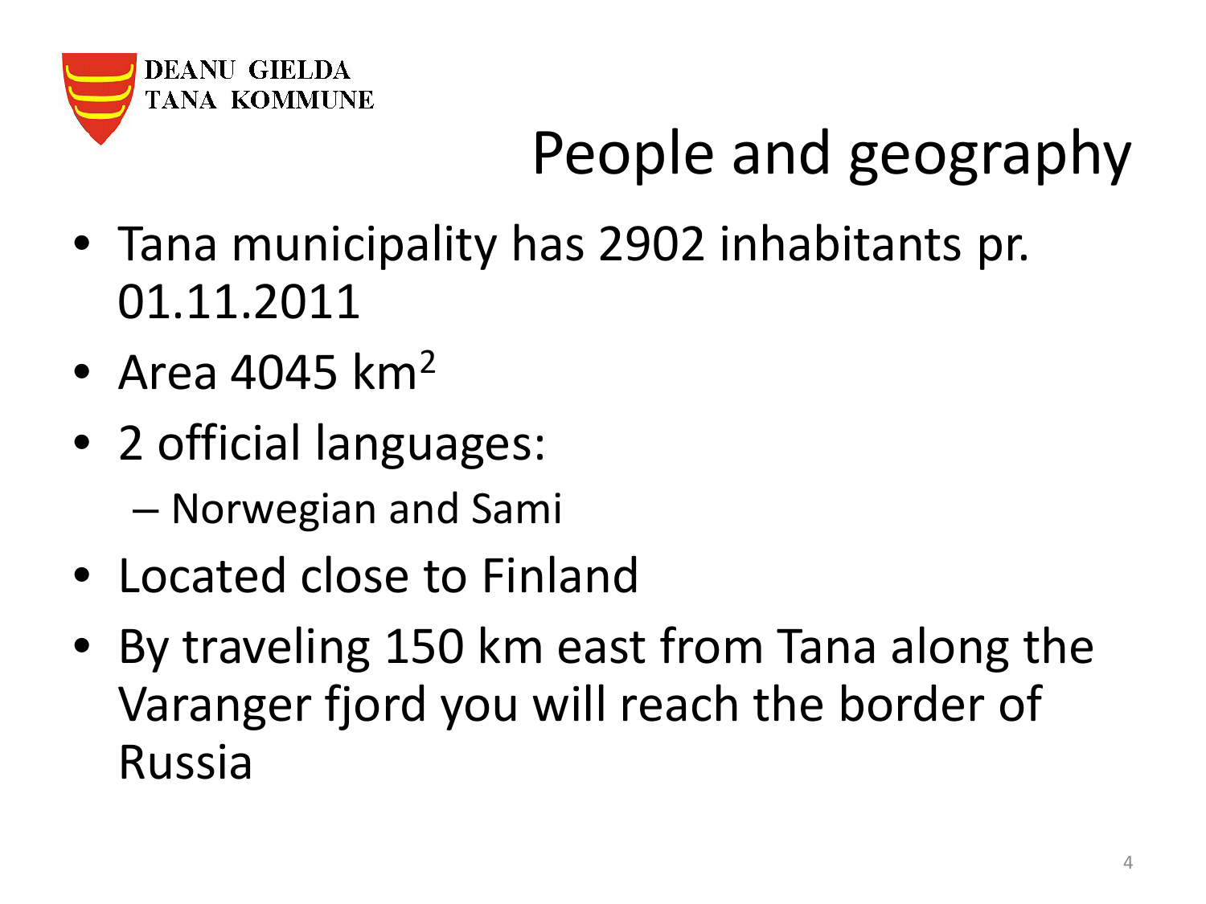DEANU GIELDA
TANA KOMMUNE

# People and geography

- Tana municipality has 2902 inhabitants pr. 01.11.2011
- Area 4045 $km^2$
- 2 official languages:
  - Norwegian and Sami
- Located close to Finland
- By traveling 150 km east from Tana along the Varanger fjord you will reach the border of Russia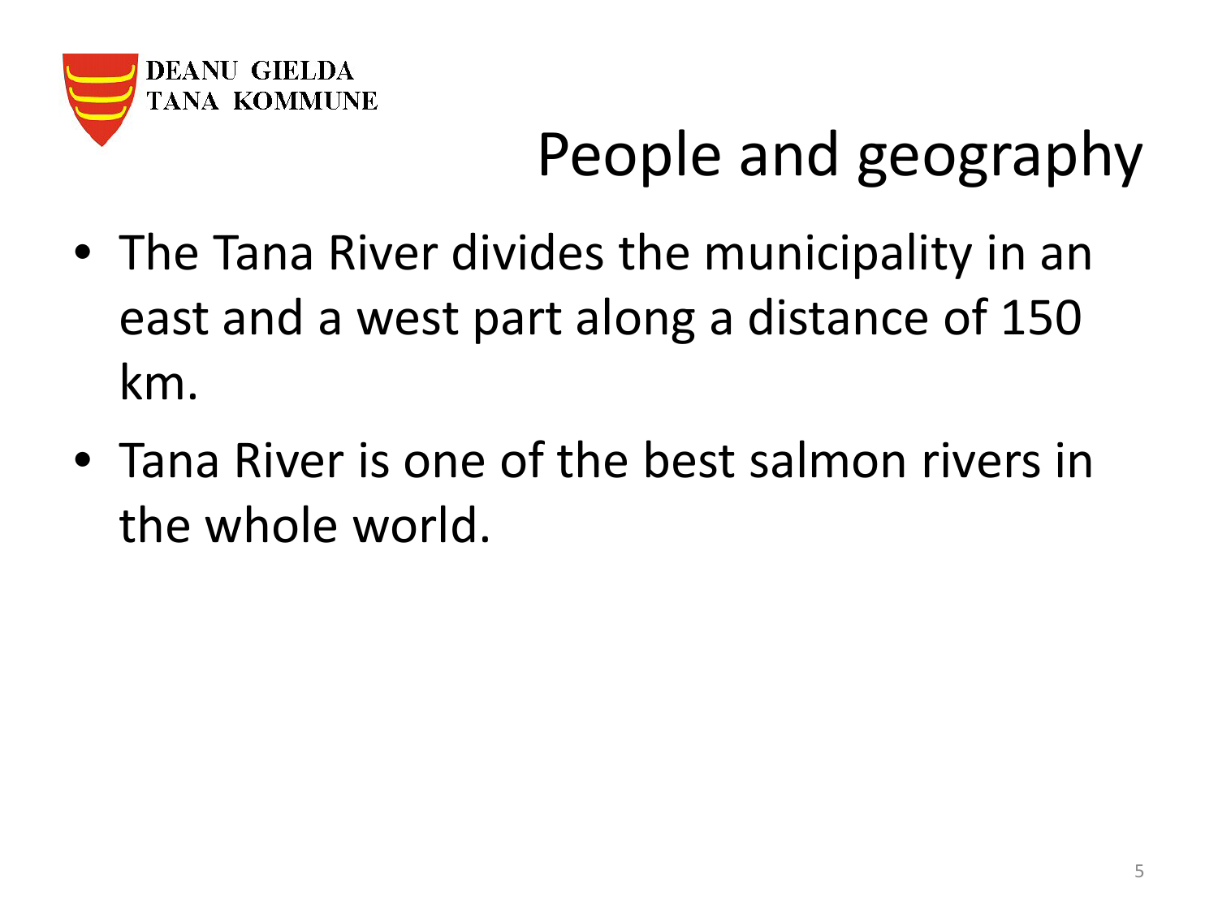DEANU GIELDA
TANA KOMMUNE

# People and geography

- The Tana River divides the municipality in an east and a west part along a distance of 150 km.
- Tana River is one of the best salmon rivers in the whole world.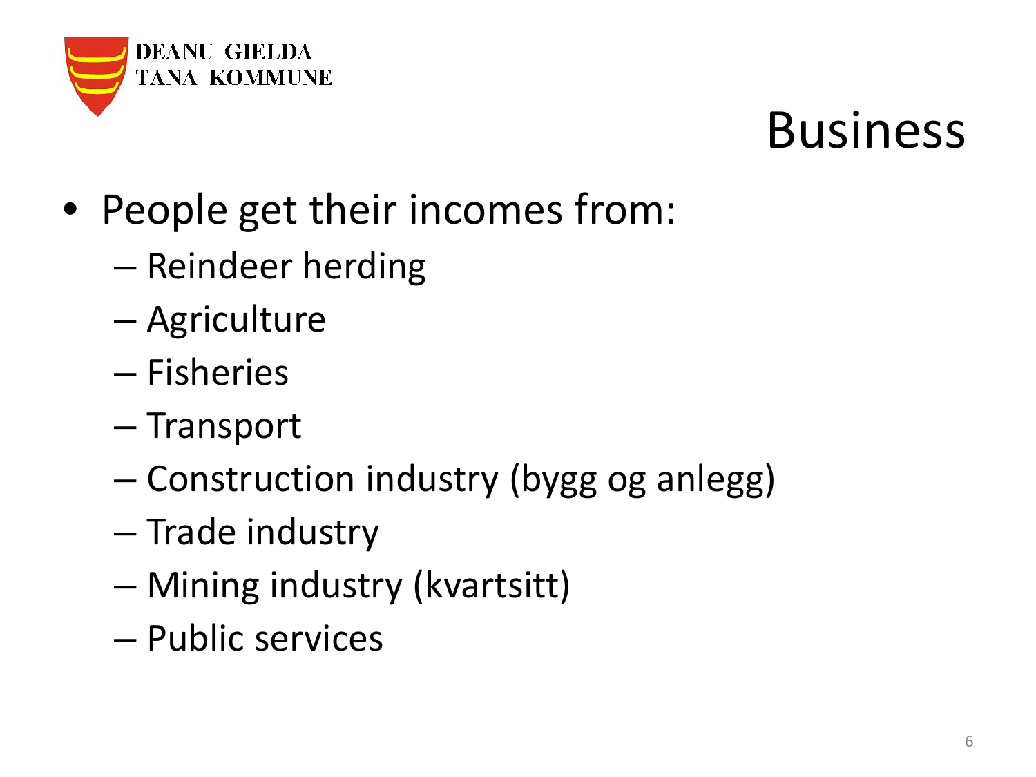DEANU GIELDA
TANA KOMMUNE

# Business

- People get their incomes from:
  - Reindeer herding
  - Agriculture
  - Fisheries
  - Transport
  - Construction industry (bygg og anlegg)
  - Trade industry
  - Mining industry (kvartsitt)
  - Public services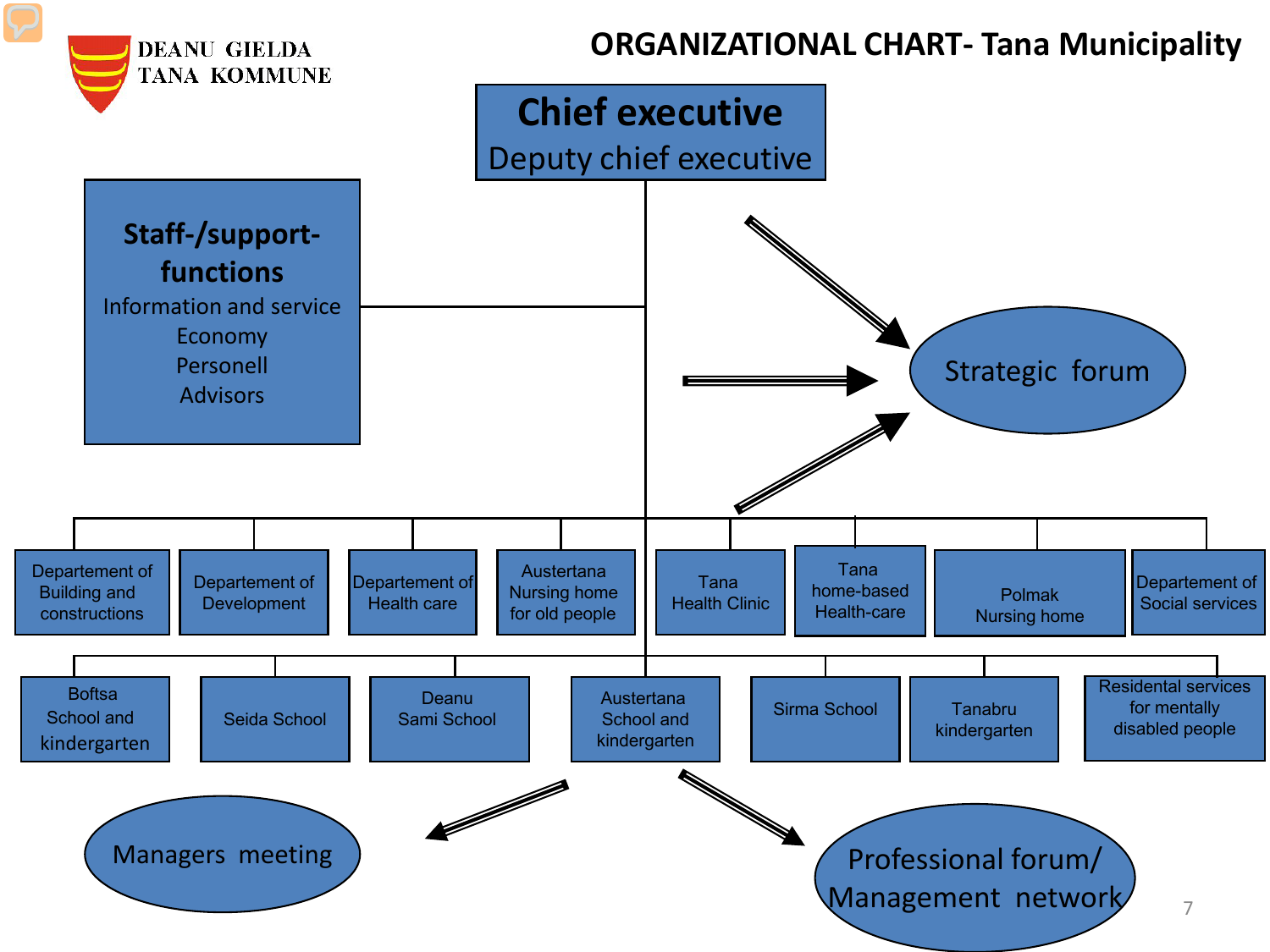DEANU GIELDA
TANA KOMMUNE

# ORGANIZATIONAL CHART- Tana Municipality

**Chief executive**
Deputy chief executive

**Staff-/support-functions**
- Information and service
- Economy
- Personell
- Advisors

Strategic forum

- Departement of Building and constructions
- Departement of Development
- Departement of Health care
- Austertana Nursing home for old people
- Tana Health Clinic
- Tana home-based Health-care
- Polmak Nursing home
- Departement of Social services

- Boftsa School and kindergarten
- Seida School
- Deanu Sami School
- Austertana School and kindergarten
- Sirma School
- Tanabru kindergarten
- Residental services for mentally disabled people

Managers meeting

Professional forum/ Management network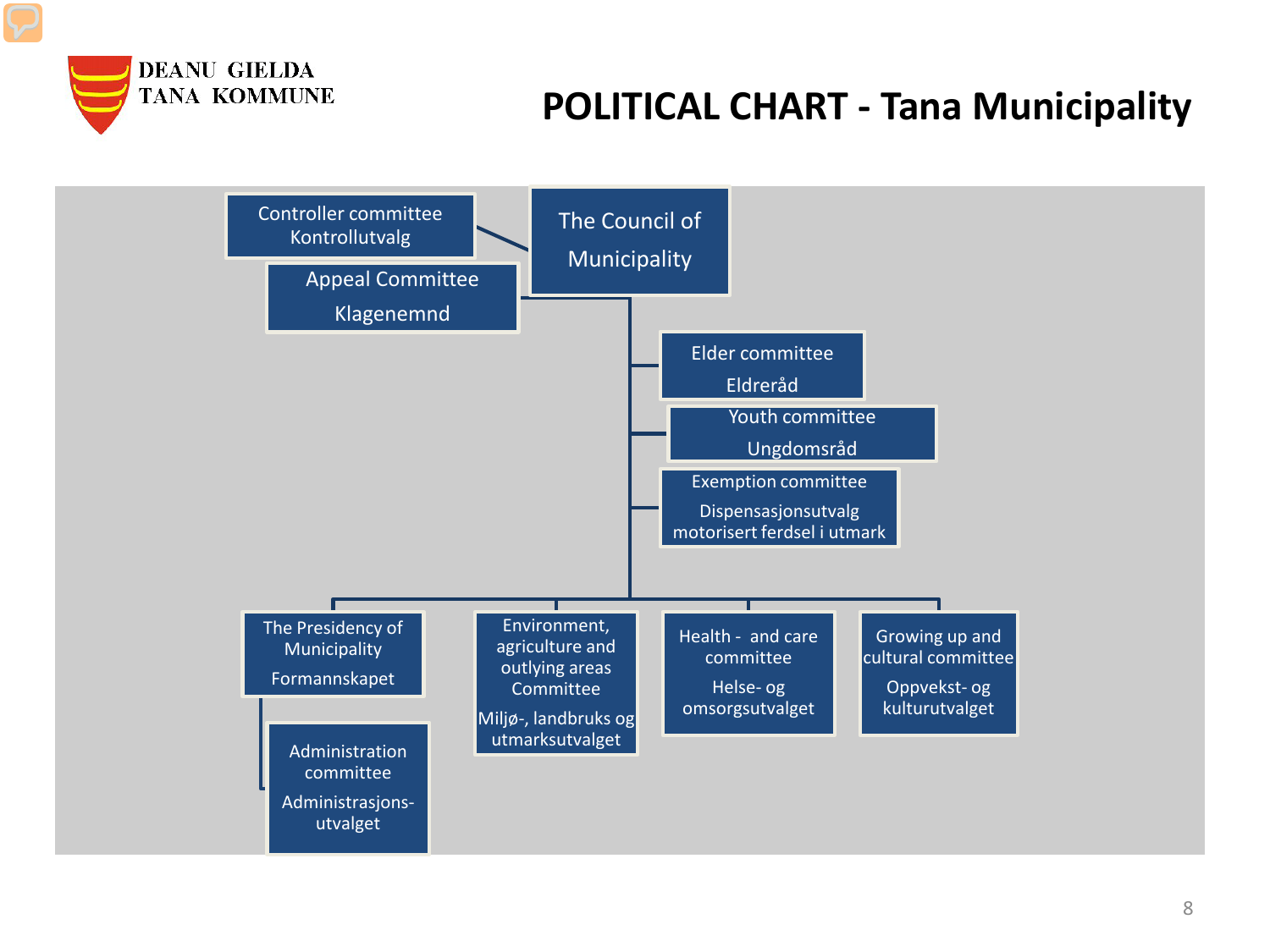DEANU GIELDA
TANA KOMMUNE

# POLITICAL CHART - Tana Municipality

The Council of Municipality

Controller committee
Kontrollutvalg

Appeal Committee
Klagenemnd

Elder committee
Eldreråd

Youth committee
Ungdomsråd

Exemption committee
Dispensasjonsutvalg motorisert ferdsel i utmark

The Presidency of Municipality
Formannskapet

Administration committee
Administrasjons-utvalget

Environment, agriculture and outlying areas Committee
Miljø-, landbruks og utmarksutvalget

Health - and care committee
Helse- og omsorgsutvalget

Growing up and cultural committee
Oppvekst- og kulturutvalget